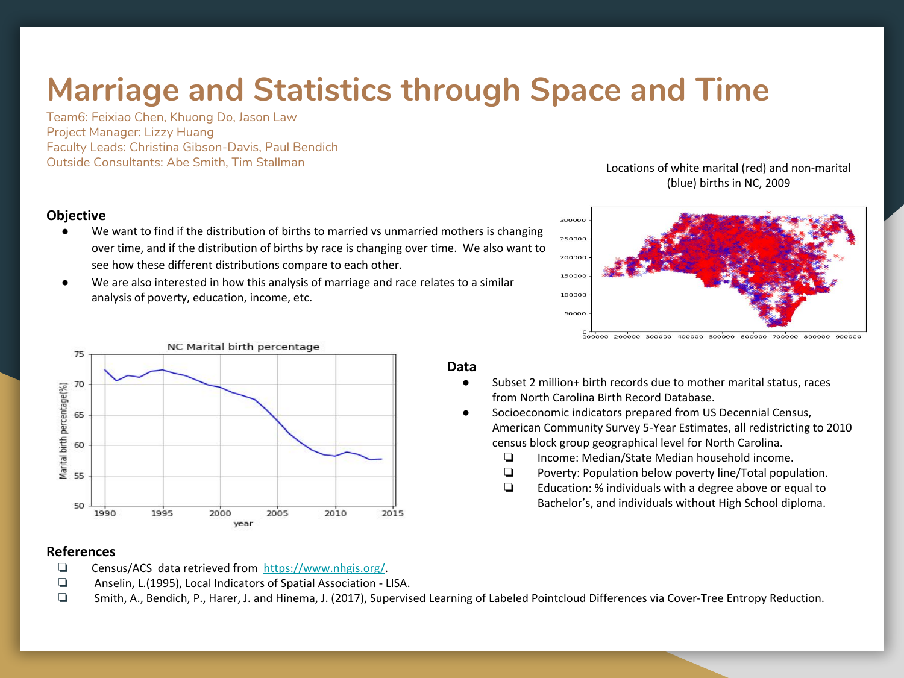# Marriage and Statistics through Space and Time

Team6: Feixiao Chen, Khuong Do, Jason Law
Project Manager: Lizzy Huang
Faculty Leads: Christina Gibson-Davis, Paul Bendich
Outside Consultants: Abe Smith, Tim Stallman

Locations of white marital (red) and non-marital (blue) births in NC, 2009

## Objective

- We want to find if the distribution of births to married vs unmarried mothers is changing over time, and if the distribution of births by race is changing over time. We also want to see how these different distributions compare to each other.
- We are also interested in how this analysis of marriage and race relates to a similar analysis of poverty, education, income, etc.

NC Marital birth percentage

## Data

- Subset 2 million+ birth records due to mother marital status, races from North Carolina Birth Record Database.
- Socioeconomic indicators prepared from US Decennial Census, American Community Survey 5-Year Estimates, all redistricting to 2010 census block group geographical level for North Carolina.
  - ❏ Income: Median/State Median household income.
  - ❏ Poverty: Population below poverty line/Total population.
  - ❏ Education: % individuals with a degree above or equal to Bachelor's, and individuals without High School diploma.

## References

- ❏ Census/ACS data retrieved from https://www.nhgis.org/.
- ❏ Anselin, L.(1995), Local Indicators of Spatial Association - LISA.
- ❏ Smith, A., Bendich, P., Harer, J. and Hinema, J. (2017), Supervised Learning of Labeled Pointcloud Differences via Cover-Tree Entropy Reduction.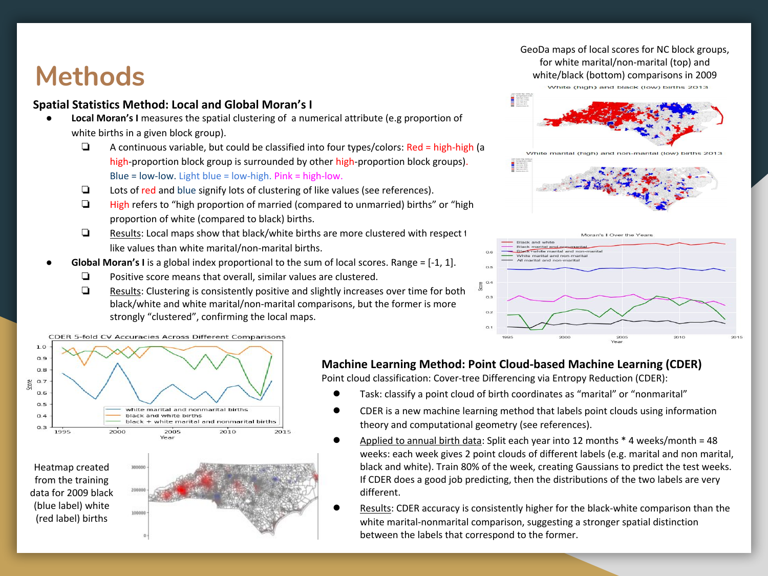# Methods

### Spatial Statistics Method: Local and Global Moran's I

- **Local Moran's I** measures the spatial clustering of a numerical attribute (e.g proportion of white births in a given block group).
  - A continuous variable, but could be classified into four types/colors: Red = high-high (a high-proportion block group is surrounded by other high-proportion block groups). Blue = low-low. Light blue = low-high. Pink = high-low.
  - Lots of red and blue signify lots of clustering of like values (see references).
  - High refers to "high proportion of married (compared to unmarried) births" or "high proportion of white (compared to black) births.
  - Results: Local maps show that black/white births are more clustered with respect t like values than white marital/non-marital births.
- **Global Moran's I** is a global index proportional to the sum of local scores. Range = [-1, 1].
  - Positive score means that overall, similar values are clustered.
  - Results: Clustering is consistently positive and slightly increases over time for both black/white and white marital/non-marital comparisons, but the former is more strongly "clustered", confirming the local maps.

GeoDa maps of local scores for NC block groups, for white marital/non-marital (top) and white/black (bottom) comparisons in 2009

Heatmap created from the training data for 2009 black (blue label) white (red label) births

### Machine Learning Method: Point Cloud-based Machine Learning (CDER)

Point cloud classification: Cover-tree Differencing via Entropy Reduction (CDER):

- Task: classify a point cloud of birth coordinates as "marital" or "nonmarital"
- CDER is a new machine learning method that labels point clouds using information theory and computational geometry (see references).
- Applied to annual birth data: Split each year into 12 months * 4 weeks/month = 48 weeks: each week gives 2 point clouds of different labels (e.g. marital and non marital, black and white). Train 80% of the week, creating Gaussians to predict the test weeks. If CDER does a good job predicting, then the distributions of the two labels are very different.
- Results: CDER accuracy is consistently higher for the black-white comparison than the white marital-nonmarital comparison, suggesting a stronger spatial distinction between the labels that correspond to the former.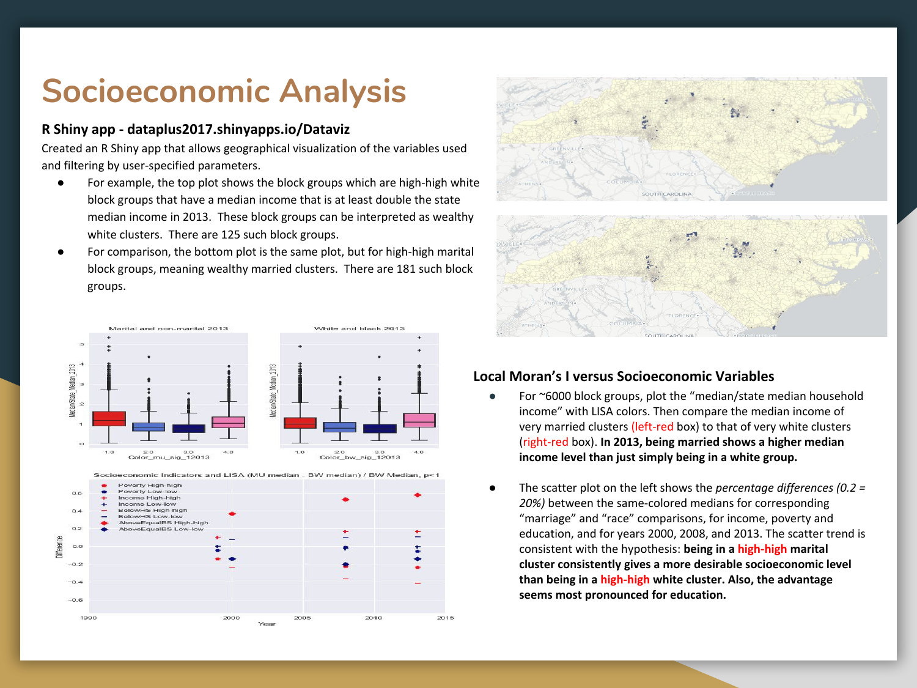# Socioeconomic Analysis

**R Shiny app - dataplus2017.shinyapps.io/Dataviz**

Created an R Shiny app that allows geographical visualization of the variables used and filtering by user-specified parameters.

- For example, the top plot shows the block groups which are high-high white block groups that have a median income that is at least double the state median income in 2013. These block groups can be interpreted as wealthy white clusters. There are 125 such block groups.
- For comparison, the bottom plot is the same plot, but for high-high marital block groups, meaning wealthy married clusters. There are 181 such block groups.

Marital and non-marital 2013

Median/State_Median_2013

Color_mu_sig_12013

White and black 2013

Median/State_Median_2013

Color_bw_sig_12013

Socioeconomic Indicators and LISA (MU median - BW median) / BW Median, p<1

Poverty High-high
Poverty Low-low
Income High-high
Income Low-low
BelowHS High-high
BelowHS Low-low
AboveEqualBS High-high
AboveEqualBS Low-low

Difference

Year

## Local Moran's I versus Socioeconomic Variables

- For ~6000 block groups, plot the "median/state median household income" with LISA colors. Then compare the median income of very married clusters (left-red box) to that of very white clusters (right-red box). **In 2013, being married shows a higher median income level than just simply being in a white group.**
- The scatter plot on the left shows the *percentage differences (0.2 = 20%)* between the same-colored medians for corresponding "marriage" and "race" comparisons, for income, poverty and education, and for years 2000, 2008, and 2013. The scatter trend is consistent with the hypothesis: **being in a high-high marital cluster consistently gives a more desirable socioeconomic level than being in a high-high white cluster. Also, the advantage seems most pronounced for education.**